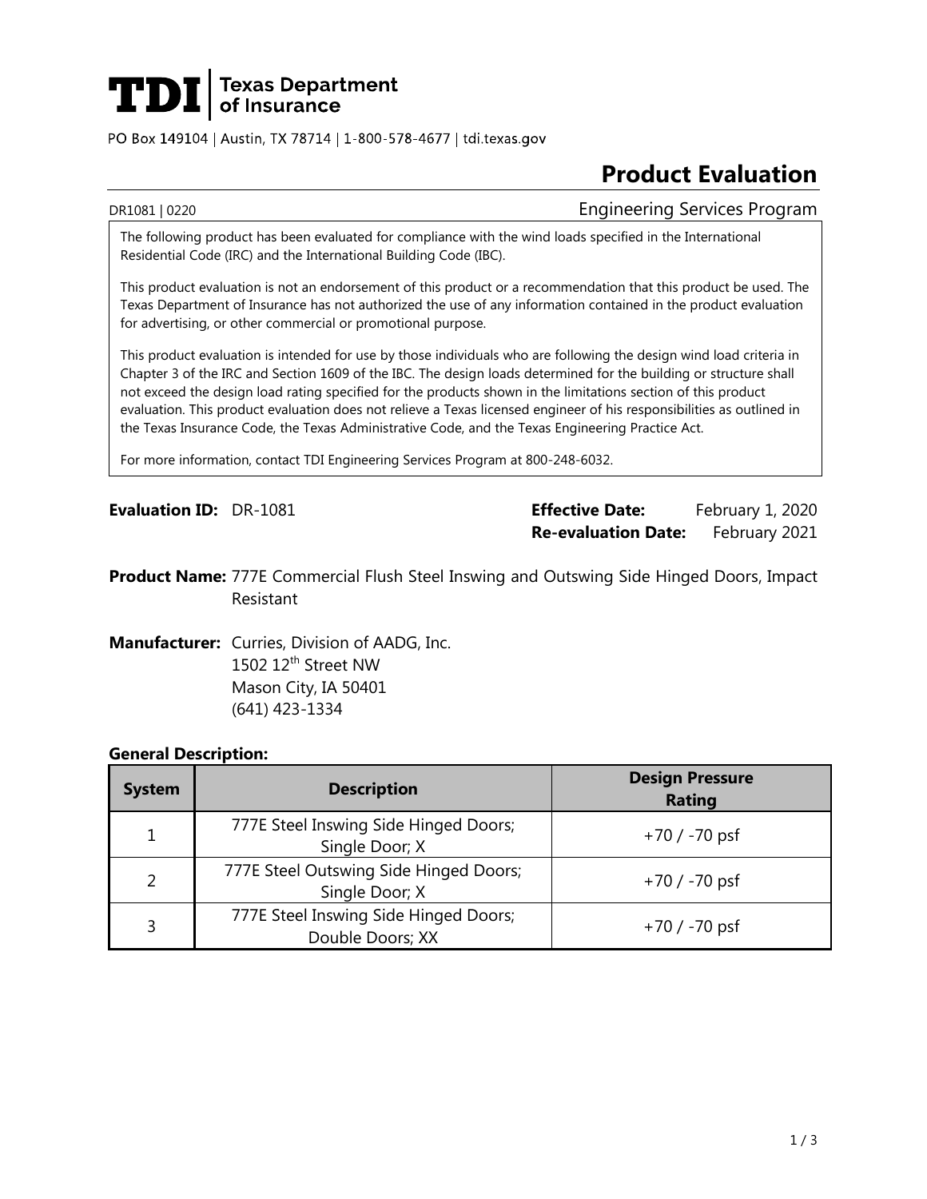**TDI** | Texas Department of Insurance

PO Box 149104 | Austin, TX 78714 | 1-800-578-4677 | tdi.texas.gov

# Product Evaluation

DR1081 | 0220 Engineering Services Program

The following product has been evaluated for compliance with the wind loads specified in the International Residential Code (IRC) and the International Building Code (IBC).

This product evaluation is not an endorsement of this product or a recommendation that this product be used. The Texas Department of Insurance has not authorized the use of any information contained in the product evaluation for advertising, or other commercial or promotional purpose.

This product evaluation is intended for use by those individuals who are following the design wind load criteria in Chapter 3 of the IRC and Section 1609 of the IBC. The design loads determined for the building or structure shall not exceed the design load rating specified for the products shown in the limitations section of this product evaluation. This product evaluation does not relieve a Texas licensed engineer of his responsibilities as outlined in the Texas Insurance Code, the Texas Administrative Code, and the Texas Engineering Practice Act.

For more information, contact TDI Engineering Services Program at 800-248-6032.

**Evaluation ID:** DR-1081

**Effective Date:** February 1, 2020

**Re-evaluation Date:** February 2021

**Product Name:** 777E Commercial Flush Steel Inswing and Outswing Side Hinged Doors, Impact Resistant

**Manufacturer:** Curries, Division of AADG, Inc.
1502 12th Street NW
Mason City, IA 50401
(641) 423-1334

**General Description:**

| System | Description | Design Pressure Rating |
|---|---|---|
| 1 | 777E Steel Inswing Side Hinged Doors; Single Door; X | +70 / -70 psf |
| 2 | 777E Steel Outswing Side Hinged Doors; Single Door; X | +70 / -70 psf |
| 3 | 777E Steel Inswing Side Hinged Doors; Double Doors; XX | +70 / -70 psf |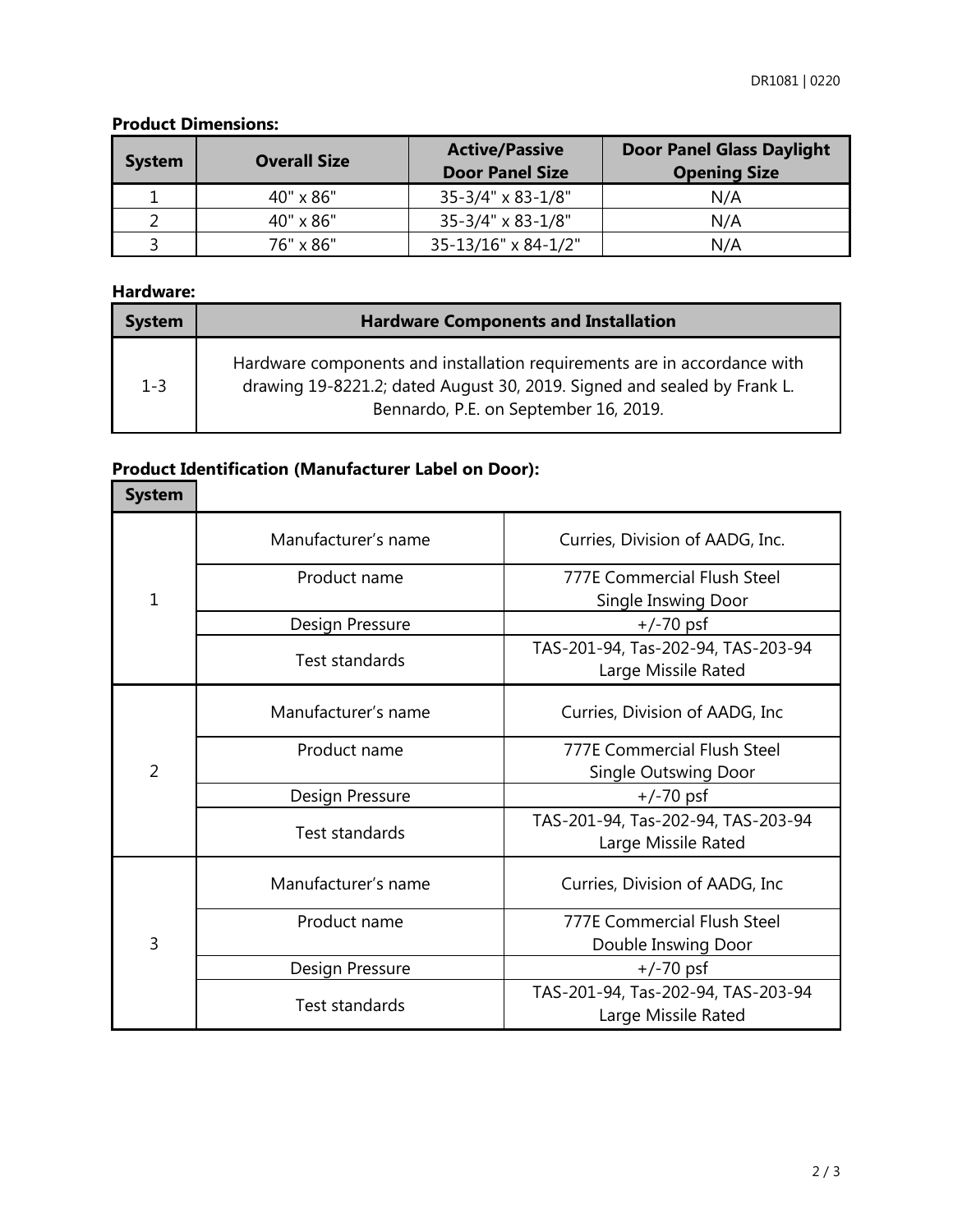**Product Dimensions:**

| System | Overall Size | Active/Passive Door Panel Size | Door Panel Glass Daylight Opening Size |
|---|---|---|---|
| 1 | 40" x 86" | 35-3/4" x 83-1/8" | N/A |
| 2 | 40" x 86" | 35-3/4" x 83-1/8" | N/A |
| 3 | 76" x 86" | 35-13/16" x 84-1/2" | N/A |

**Hardware:**

| System | Hardware Components and Installation |
|---|---|
| 1-3 | Hardware components and installation requirements are in accordance with drawing 19-8221.2; dated August 30, 2019. Signed and sealed by Frank L. Bennardo, P.E. on September 16, 2019. |

**Product Identification (Manufacturer Label on Door):**

| System | | |
|---|---|---|
| 1 | Manufacturer's name | Curries, Division of AADG, Inc. |
| | Product name | 777E Commercial Flush Steel Single Inswing Door |
| | Design Pressure | +/-70 psf |
| | Test standards | TAS-201-94, Tas-202-94, TAS-203-94 Large Missile Rated |
| 2 | Manufacturer's name | Curries, Division of AADG, Inc |
| | Product name | 777E Commercial Flush Steel Single Outswing Door |
| | Design Pressure | +/-70 psf |
| | Test standards | TAS-201-94, Tas-202-94, TAS-203-94 Large Missile Rated |
| 3 | Manufacturer's name | Curries, Division of AADG, Inc |
| | Product name | 777E Commercial Flush Steel Double Inswing Door |
| | Design Pressure | +/-70 psf |
| | Test standards | TAS-201-94, Tas-202-94, TAS-203-94 Large Missile Rated |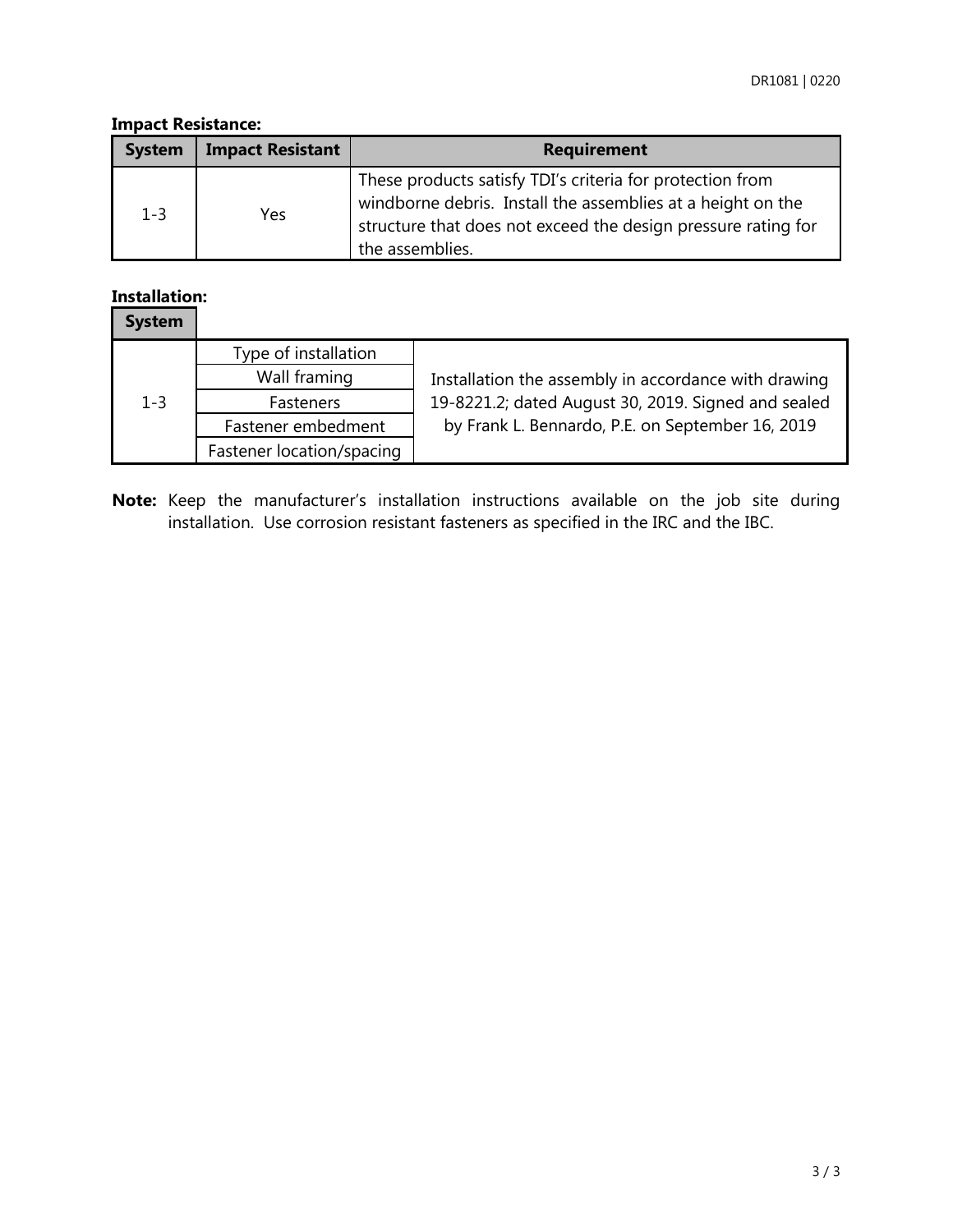**Impact Resistance:**

| System | Impact Resistant | Requirement |
|---|---|---|
| 1-3 | Yes | These products satisfy TDI's criteria for protection from windborne debris. Install the assemblies at a height on the structure that does not exceed the design pressure rating for the assemblies. |

**Installation:**

| System | | |
|---|---|---|
| 1-3 | Type of installation | Installation the assembly in accordance with drawing 19-8221.2; dated August 30, 2019. Signed and sealed by Frank L. Bennardo, P.E. on September 16, 2019 |
| | Wall framing | |
| | Fasteners | |
| | Fastener embedment | |
| | Fastener location/spacing | |

**Note:** Keep the manufacturer's installation instructions available on the job site during installation. Use corrosion resistant fasteners as specified in the IRC and the IBC.